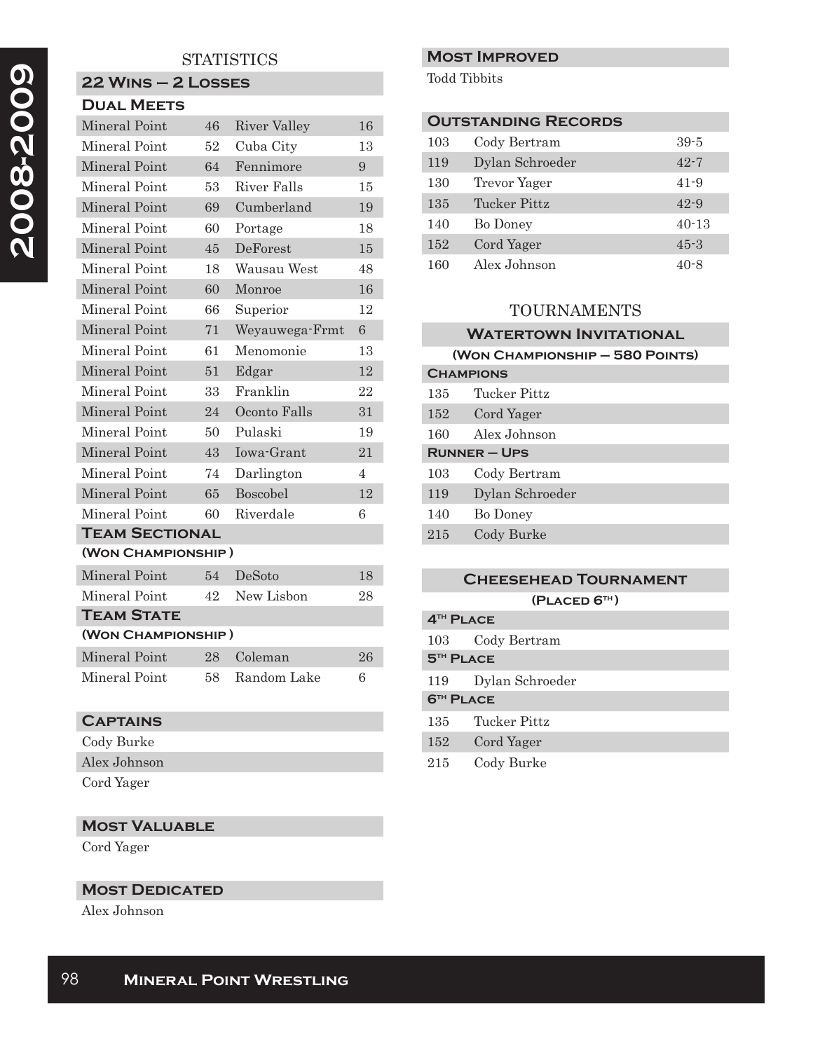# 2008-2009

## STATISTICS

### 22 Wins – 2 Losses

#### Dual Meets

| | | | |
|---|---|---|---|
| Mineral Point | 46 | River Valley | 16 |
| Mineral Point | 52 | Cuba City | 13 |
| Mineral Point | 64 | Fennimore | 9 |
| Mineral Point | 53 | River Falls | 15 |
| Mineral Point | 69 | Cumberland | 19 |
| Mineral Point | 60 | Portage | 18 |
| Mineral Point | 45 | DeForest | 15 |
| Mineral Point | 18 | Wausau West | 48 |
| Mineral Point | 60 | Monroe | 16 |
| Mineral Point | 66 | Superior | 12 |
| Mineral Point | 71 | Weyauwega-Frmt | 6 |
| Mineral Point | 61 | Menomonie | 13 |
| Mineral Point | 51 | Edgar | 12 |
| Mineral Point | 33 | Franklin | 22 |
| Mineral Point | 24 | Oconto Falls | 31 |
| Mineral Point | 50 | Pulaski | 19 |
| Mineral Point | 43 | Iowa-Grant | 21 |
| Mineral Point | 74 | Darlington | 4 |
| Mineral Point | 65 | Boscobel | 12 |
| Mineral Point | 60 | Riverdale | 6 |

#### Team Sectional
(Won Championship)

| | | | |
|---|---|---|---|
| Mineral Point | 54 | DeSoto | 18 |
| Mineral Point | 42 | New Lisbon | 28 |

#### Team State
(Won Championship)

| | | | |
|---|---|---|---|
| Mineral Point | 28 | Coleman | 26 |
| Mineral Point | 58 | Random Lake | 6 |

### Captains

Cody Burke
Alex Johnson
Cord Yager

### Most Valuable

Cord Yager

### Most Dedicated

Alex Johnson

### Most Improved

Todd Tibbits

### Outstanding Records

| | | |
|---|---|---|
| 103 | Cody Bertram | 39-5 |
| 119 | Dylan Schroeder | 42-7 |
| 130 | Trevor Yager | 41-9 |
| 135 | Tucker Pittz | 42-9 |
| 140 | Bo Doney | 40-13 |
| 152 | Cord Yager | 45-3 |
| 160 | Alex Johnson | 40-8 |

## TOURNAMENTS

### Watertown Invitational
(Won Championship – 580 Points)

#### Champions

| | |
|---|---|
| 135 | Tucker Pittz |
| 152 | Cord Yager |
| 160 | Alex Johnson |

#### Runner – Ups

| | |
|---|---|
| 103 | Cody Bertram |
| 119 | Dylan Schroeder |
| 140 | Bo Doney |
| 215 | Cody Burke |

### Cheesehead Tournament
(Placed 6th)

#### 4th Place

| | |
|---|---|
| 103 | Cody Bertram |

#### 5th Place

| | |
|---|---|
| 119 | Dylan Schroeder |

#### 6th Place

| | |
|---|---|
| 135 | Tucker Pittz |
| 152 | Cord Yager |
| 215 | Cody Burke |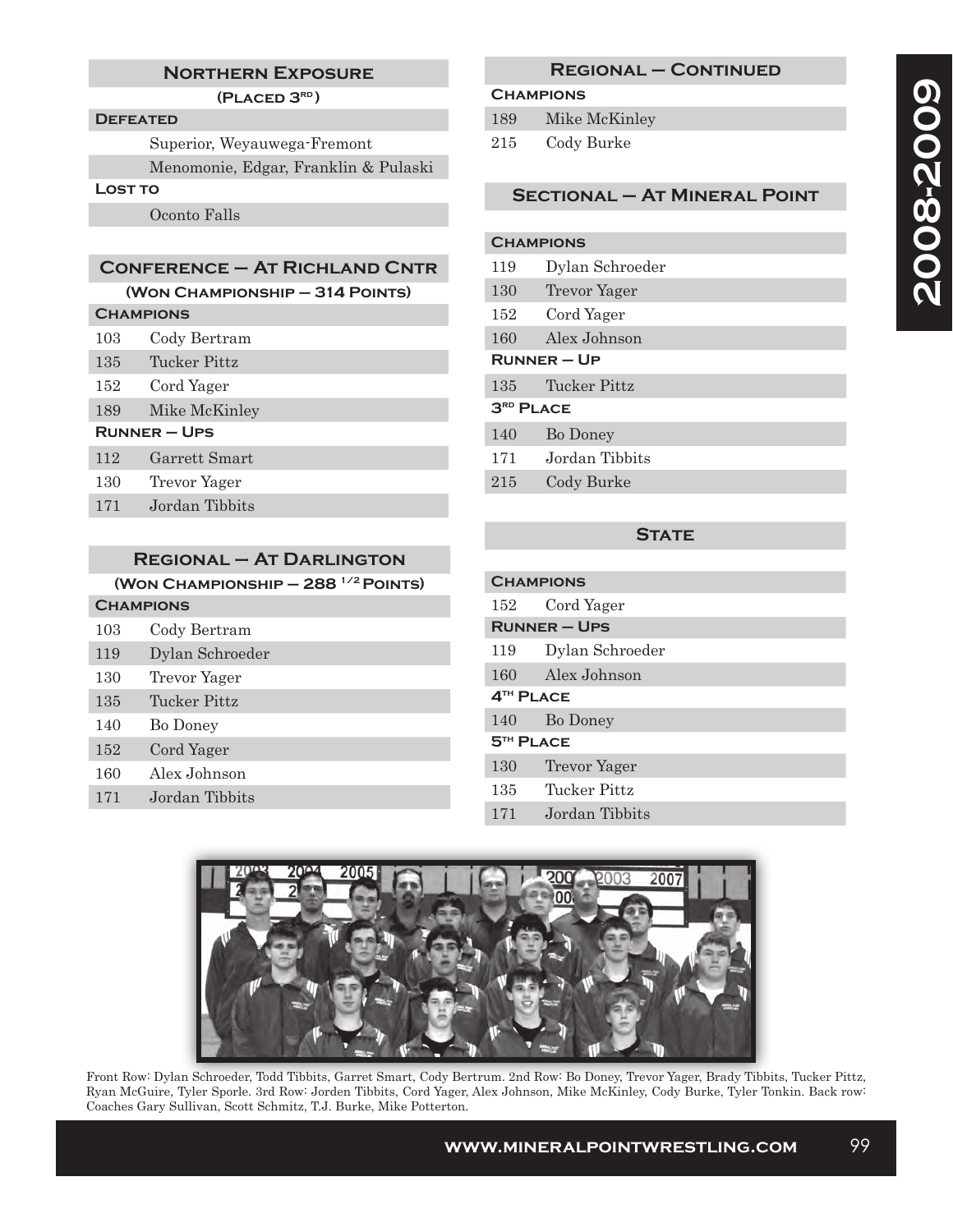## Northern Exposure

**(Placed 3rd)**

**Defeated**

Superior, Weyauwega-Fremont

Menomonie, Edgar, Franklin & Pulaski

**Lost to**

Oconto Falls

## Conference – At Richland Cntr

**(Won Championship – 314 Points)**

| | |
|---|---|
| **Champions** | |
| 103 | Cody Bertram |
| 135 | Tucker Pittz |
| 152 | Cord Yager |
| 189 | Mike McKinley |
| **Runner – Ups** | |
| 112 | Garrett Smart |
| 130 | Trevor Yager |
| 171 | Jordan Tibbits |

## Regional – At Darlington

**(Won Championship – 288 1/2 Points)**

| | |
|---|---|
| **Champions** | |
| 103 | Cody Bertram |
| 119 | Dylan Schroeder |
| 130 | Trevor Yager |
| 135 | Tucker Pittz |
| 140 | Bo Doney |
| 152 | Cord Yager |
| 160 | Alex Johnson |
| 171 | Jordan Tibbits |

## Regional – Continued

| | |
|---|---|
| **Champions** | |
| 189 | Mike McKinley |
| 215 | Cody Burke |

## Sectional – At Mineral Point

| | |
|---|---|
| **Champions** | |
| 119 | Dylan Schroeder |
| 130 | Trevor Yager |
| 152 | Cord Yager |
| 160 | Alex Johnson |
| **Runner – Up** | |
| 135 | Tucker Pittz |
| **3rd Place** | |
| 140 | Bo Doney |
| 171 | Jordan Tibbits |
| 215 | Cody Burke |

## State

| | |
|---|---|
| **Champions** | |
| 152 | Cord Yager |
| **Runner – Ups** | |
| 119 | Dylan Schroeder |
| 160 | Alex Johnson |
| **4th Place** | |
| 140 | Bo Doney |
| **5th Place** | |
| 130 | Trevor Yager |
| 135 | Tucker Pittz |
| 171 | Jordan Tibbits |

Front Row: Dylan Schroeder, Todd Tibbits, Garret Smart, Cody Bertrum. 2nd Row: Bo Doney, Trevor Yager, Brady Tibbits, Tucker Pittz, Ryan McGuire, Tyler Sporle. 3rd Row: Jorden Tibbits, Cord Yager, Alex Johnson, Mike McKinley, Cody Burke, Tyler Tonkin. Back row: Coaches Gary Sullivan, Scott Schmitz, T.J. Burke, Mike Potterton.